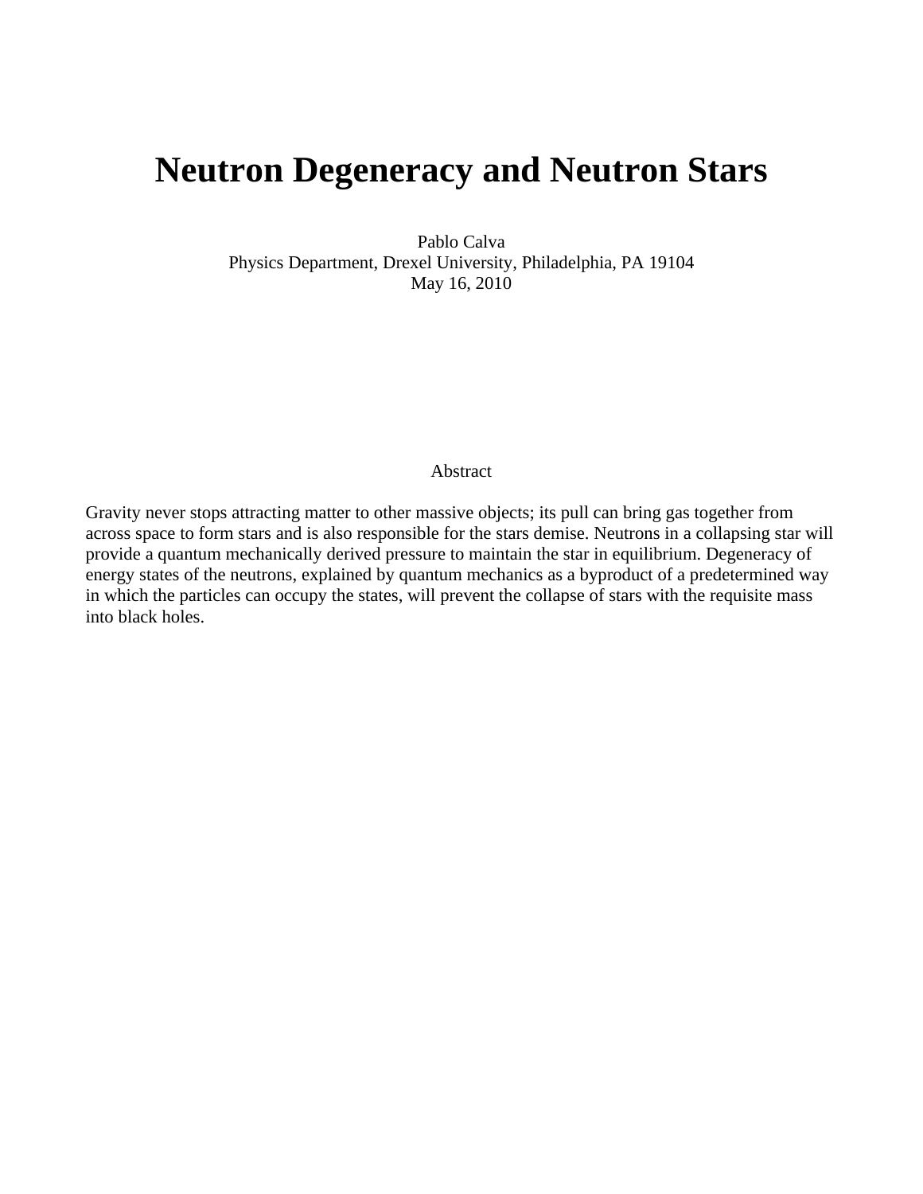# Neutron Degeneracy and Neutron Stars

Pablo Calva
Physics Department, Drexel University, Philadelphia, PA 19104
May 16, 2010

## Abstract

Gravity never stops attracting matter to other massive objects; its pull can bring gas together from across space to form stars and is also responsible for the stars demise. Neutrons in a collapsing star will provide a quantum mechanically derived pressure to maintain the star in equilibrium. Degeneracy of energy states of the neutrons, explained by quantum mechanics as a byproduct of a predetermined way in which the particles can occupy the states, will prevent the collapse of stars with the requisite mass into black holes.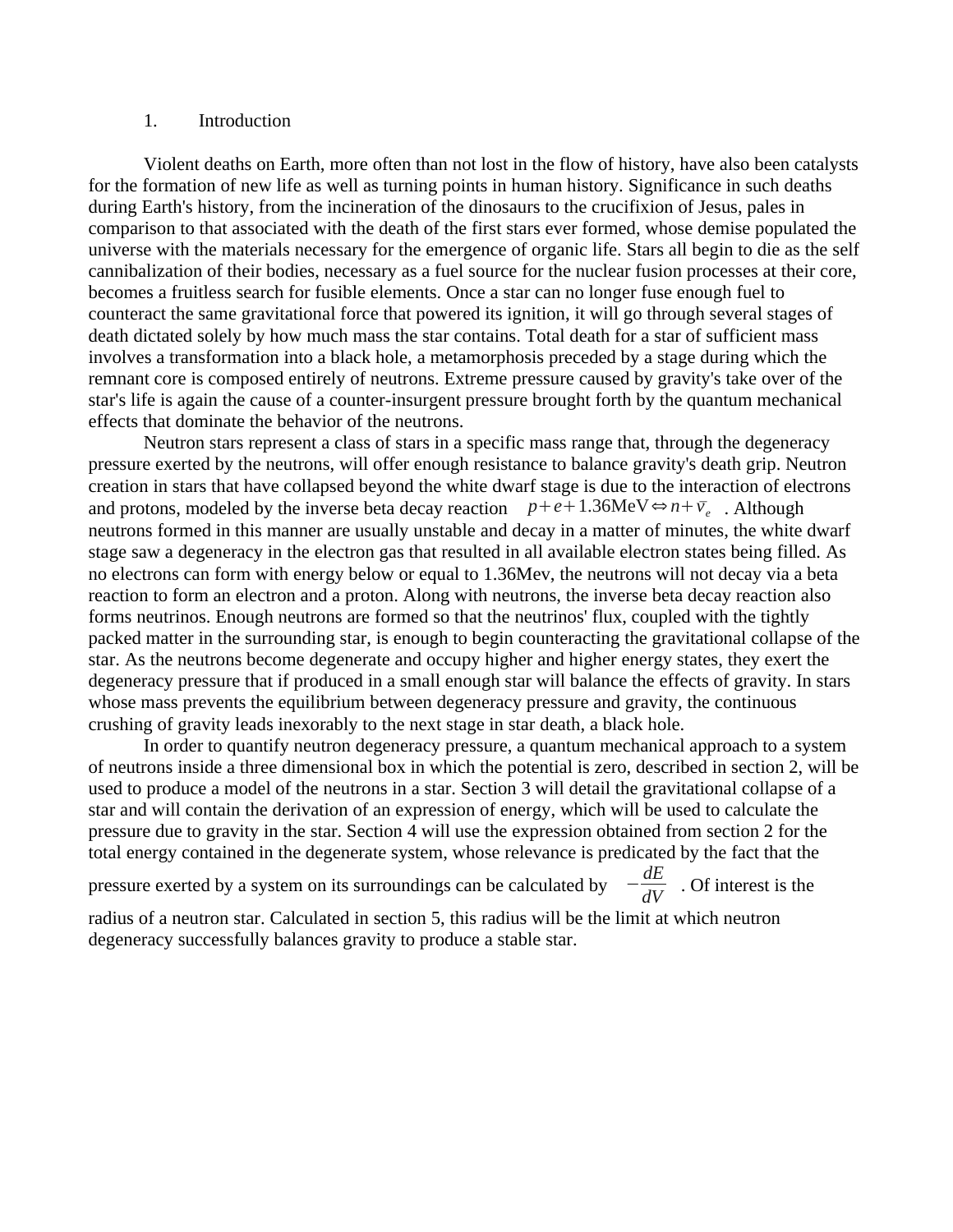## 1. Introduction

Violent deaths on Earth, more often than not lost in the flow of history, have also been catalysts for the formation of new life as well as turning points in human history. Significance in such deaths during Earth's history, from the incineration of the dinosaurs to the crucifixion of Jesus, pales in comparison to that associated with the death of the first stars ever formed, whose demise populated the universe with the materials necessary for the emergence of organic life. Stars all begin to die as the self cannibalization of their bodies, necessary as a fuel source for the nuclear fusion processes at their core, becomes a fruitless search for fusible elements. Once a star can no longer fuse enough fuel to counteract the same gravitational force that powered its ignition, it will go through several stages of death dictated solely by how much mass the star contains. Total death for a star of sufficient mass involves a transformation into a black hole, a metamorphosis preceded by a stage during which the remnant core is composed entirely of neutrons. Extreme pressure caused by gravity's take over of the star's life is again the cause of a counter-insurgent pressure brought forth by the quantum mechanical effects that dominate the behavior of the neutrons.

Neutron stars represent a class of stars in a specific mass range that, through the degeneracy pressure exerted by the neutrons, will offer enough resistance to balance gravity's death grip. Neutron creation in stars that have collapsed beyond the white dwarf stage is due to the interaction of electrons and protons, modeled by the inverse beta decay reaction $p+e+1.36\text{MeV}\Leftrightarrow n+\bar{v}_e$ . Although neutrons formed in this manner are usually unstable and decay in a matter of minutes, the white dwarf stage saw a degeneracy in the electron gas that resulted in all available electron states being filled. As no electrons can form with energy below or equal to 1.36Mev, the neutrons will not decay via a beta reaction to form an electron and a proton. Along with neutrons, the inverse beta decay reaction also forms neutrinos. Enough neutrons are formed so that the neutrinos' flux, coupled with the tightly packed matter in the surrounding star, is enough to begin counteracting the gravitational collapse of the star. As the neutrons become degenerate and occupy higher and higher energy states, they exert the degeneracy pressure that if produced in a small enough star will balance the effects of gravity. In stars whose mass prevents the equilibrium between degeneracy pressure and gravity, the continuous crushing of gravity leads inexorably to the next stage in star death, a black hole.

In order to quantify neutron degeneracy pressure, a quantum mechanical approach to a system of neutrons inside a three dimensional box in which the potential is zero, described in section 2, will be used to produce a model of the neutrons in a star. Section 3 will detail the gravitational collapse of a star and will contain the derivation of an expression of energy, which will be used to calculate the pressure due to gravity in the star. Section 4 will use the expression obtained from section 2 for the total energy contained in the degenerate system, whose relevance is predicated by the fact that the pressure exerted by a system on its surroundings can be calculated by $-\frac{dE}{dV}$ . Of interest is the radius of a neutron star. Calculated in section 5, this radius will be the limit at which neutron degeneracy successfully balances gravity to produce a stable star.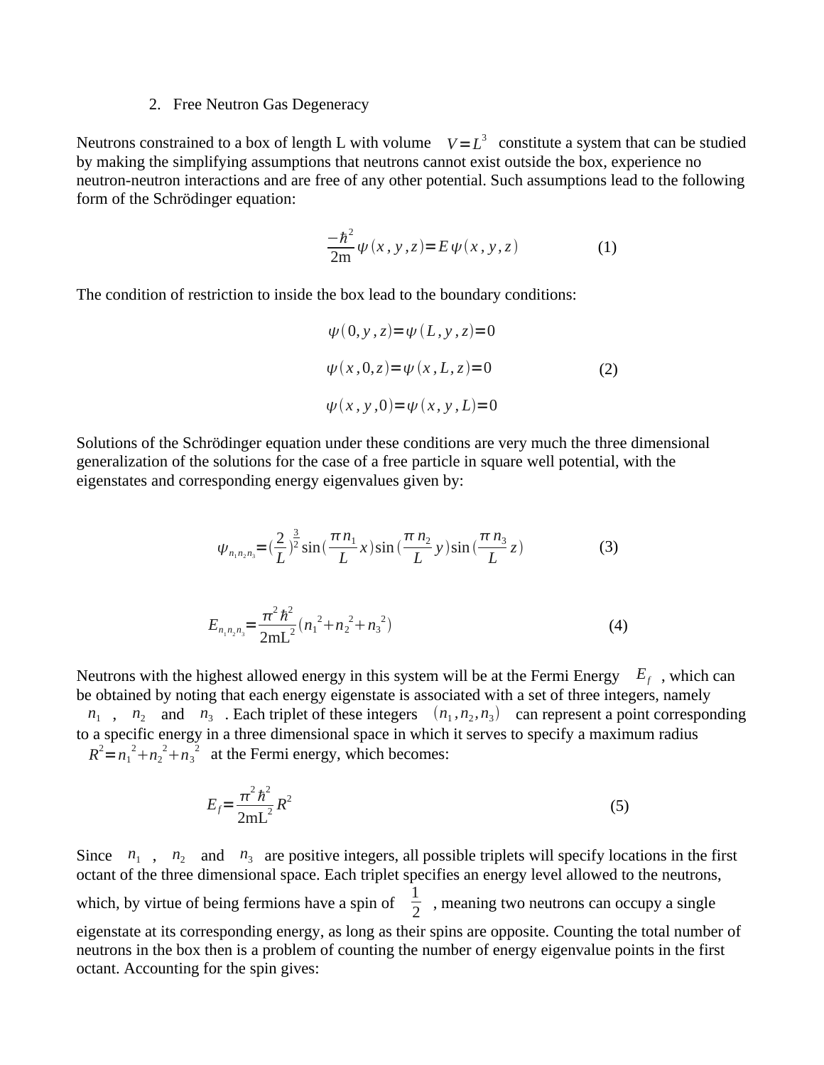2. Free Neutron Gas Degeneracy

Neutrons constrained to a box of length L with volume $V = L^3$ constitute a system that can be studied by making the simplifying assumptions that neutrons cannot exist outside the box, experience no neutron-neutron interactions and are free of any other potential. Such assumptions lead to the following form of the Schrödinger equation:

$$\frac{-\hbar^2}{2\mathrm{m}} \psi(x, y, z) = E\psi(x, y, z) \qquad (1)$$

The condition of restriction to inside the box lead to the boundary conditions:

$$\begin{aligned} \psi(0, y, z) &= \psi(L, y, z) = 0 \\ \psi(x, 0, z) &= \psi(x, L, z) = 0 \\ \psi(x, y, 0) &= \psi(x, y, L) = 0 \end{aligned} \qquad (2)$$

Solutions of the Schrödinger equation under these conditions are very much the three dimensional generalization of the solutions for the case of a free particle in square well potential, with the eigenstates and corresponding energy eigenvalues given by:

$$\psi_{n_1 n_2 n_3} = \left(\frac{2}{L}\right)^{\frac{3}{2}} \sin\left(\frac{\pi n_1}{L} x\right) \sin\left(\frac{\pi n_2}{L} y\right) \sin\left(\frac{\pi n_3}{L} z\right) \qquad (3)$$

$$E_{n_1 n_2 n_3} = \frac{\pi^2 \hbar^2}{2\mathrm{mL}^2} \left(n_1{}^2 + n_2{}^2 + n_3{}^2\right) \qquad (4)$$

Neutrons with the highest allowed energy in this system will be at the Fermi Energy $E_f$, which can be obtained by noting that each energy eigenstate is associated with a set of three integers, namely $n_1$, $n_2$ and $n_3$. Each triplet of these integers $(n_1, n_2, n_3)$ can represent a point corresponding to a specific energy in a three dimensional space in which it serves to specify a maximum radius $R^2 = n_1{}^2 + n_2{}^2 + n_3{}^2$ at the Fermi energy, which becomes:

$$E_f = \frac{\pi^2 \hbar^2}{2\mathrm{mL}^2} R^2 \qquad (5)$$

Since $n_1$, $n_2$ and $n_3$ are positive integers, all possible triplets will specify locations in the first octant of the three dimensional space. Each triplet specifies an energy level allowed to the neutrons, which, by virtue of being fermions have a spin of $\frac{1}{2}$, meaning two neutrons can occupy a single eigenstate at its corresponding energy, as long as their spins are opposite. Counting the total number of neutrons in the box then is a problem of counting the number of energy eigenvalue points in the first octant. Accounting for the spin gives: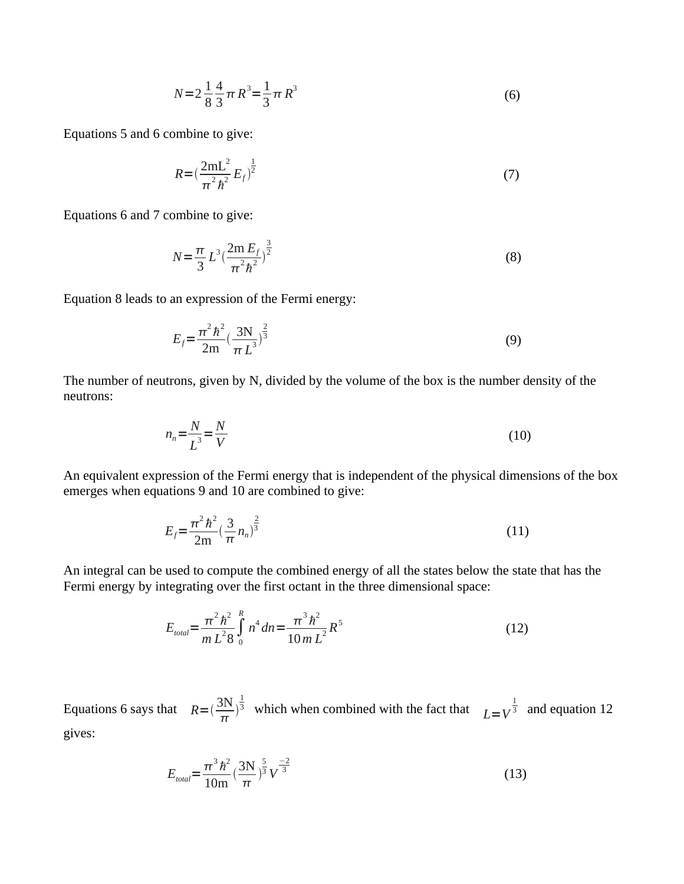$$N = 2\frac{1}{8}\frac{4}{3}\pi R^3 = \frac{1}{3}\pi R^3 \tag{6}$$

Equations 5 and 6 combine to give:

$$R = \left(\frac{2\mathrm{mL}^2}{\pi^2\hbar^2}E_f\right)^{\frac{1}{2}} \tag{7}$$

Equations 6 and 7 combine to give:

$$N = \frac{\pi}{3}L^3\left(\frac{2\mathrm{m}\,E_f}{\pi^2\hbar^2}\right)^{\frac{3}{2}} \tag{8}$$

Equation 8 leads to an expression of the Fermi energy:

$$E_f = \frac{\pi^2\hbar^2}{2\mathrm{m}}\left(\frac{3\mathrm{N}}{\pi L^3}\right)^{\frac{2}{3}} \tag{9}$$

The number of neutrons, given by N, divided by the volume of the box is the number density of the neutrons:

$$n_n = \frac{N}{L^3} = \frac{N}{V} \tag{10}$$

An equivalent expression of the Fermi energy that is independent of the physical dimensions of the box emerges when equations 9 and 10 are combined to give:

$$E_f = \frac{\pi^2\hbar^2}{2\mathrm{m}}\left(\frac{3}{\pi}n_n\right)^{\frac{2}{3}} \tag{11}$$

An integral can be used to compute the combined energy of all the states below the state that has the Fermi energy by integrating over the first octant in the three dimensional space:

$$E_{total} = \frac{\pi^2\hbar^2}{mL^2 8}\int_0^R n^4\,dn = \frac{\pi^3\hbar^2}{10\,m\,L^2}R^5 \tag{12}$$

Equations 6 says that $R = \left(\frac{3\mathrm{N}}{\pi}\right)^{\frac{1}{3}}$ which when combined with the fact that $L = V^{\frac{1}{3}}$ and equation 12 gives:

$$E_{total} = \frac{\pi^3\hbar^2}{10\mathrm{m}}\left(\frac{3\mathrm{N}}{\pi}\right)^{\frac{5}{3}}V^{\frac{-2}{3}} \tag{13}$$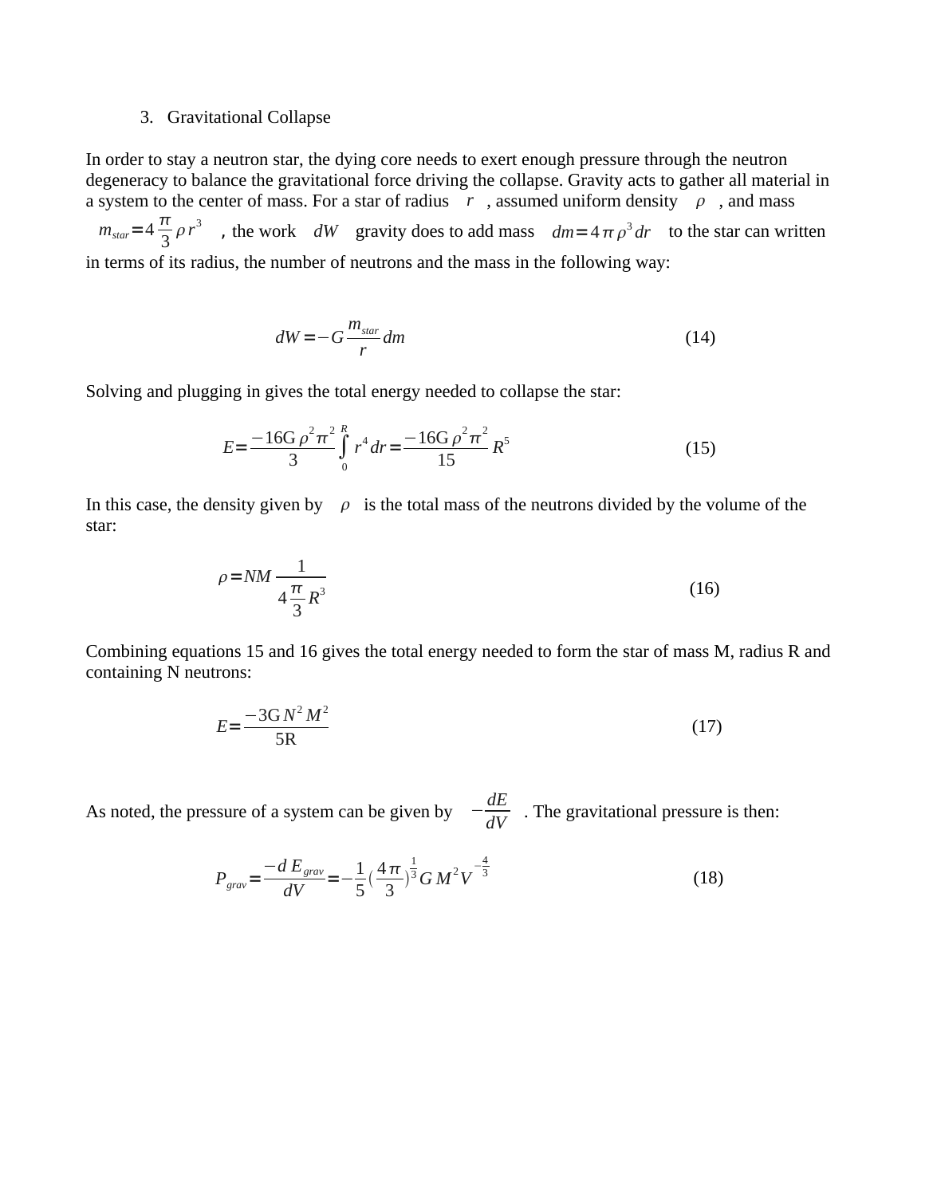3. Gravitational Collapse

In order to stay a neutron star, the dying core needs to exert enough pressure through the neutron degeneracy to balance the gravitational force driving the collapse. Gravity acts to gather all material in a system to the center of mass. For a star of radius $r$, assumed uniform density $\rho$, and mass $m_{star}=4\frac{\pi}{3}\rho r^3$, the work $dW$ gravity does to add mass $dm=4\pi\rho^3 dr$ to the star can written in terms of its radius, the number of neutrons and the mass in the following way:

$$dW=-G\frac{m_{star}}{r}dm \tag{14}$$

Solving and plugging in gives the total energy needed to collapse the star:

$$E=\frac{-16\mathrm{G}\rho^2\pi^2}{3}\int_0^R r^4 dr=\frac{-16\mathrm{G}\rho^2\pi^2}{15}R^5 \tag{15}$$

In this case, the density given by $\rho$ is the total mass of the neutrons divided by the volume of the star:

$$\rho=NM\frac{1}{4\frac{\pi}{3}R^3} \tag{16}$$

Combining equations 15 and 16 gives the total energy needed to form the star of mass M, radius R and containing N neutrons:

$$E=\frac{-3\mathrm{G}N^2M^2}{5\mathrm{R}} \tag{17}$$

As noted, the pressure of a system can be given by $-\frac{dE}{dV}$. The gravitational pressure is then:

$$P_{grav}=\frac{-dE_{grav}}{dV}=-\frac{1}{5}\left(\frac{4\pi}{3}\right)^{\frac{1}{3}}GM^2V^{-\frac{4}{3}} \tag{18}$$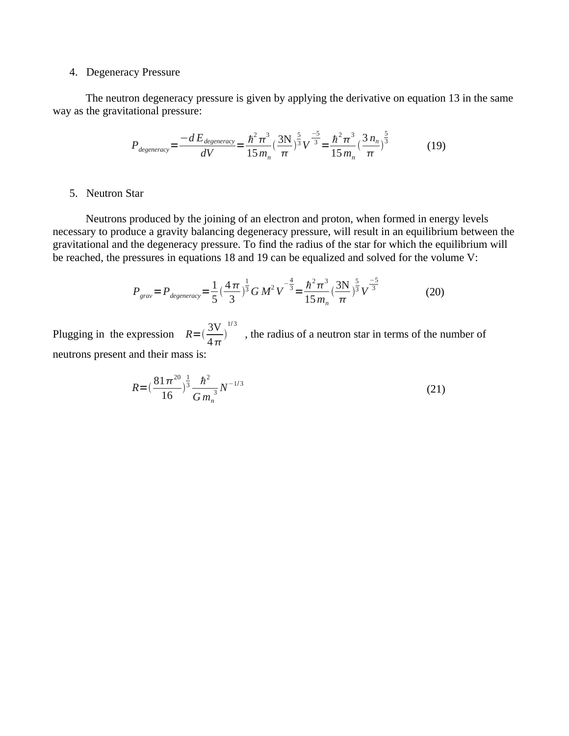4. Degeneracy Pressure

The neutron degeneracy pressure is given by applying the derivative on equation 13 in the same way as the gravitational pressure:

$$P_{degeneracy} = \frac{-d E_{degeneracy}}{dV} = \frac{\hbar^2 \pi^3}{15 m_n} \left(\frac{3\text{N}}{\pi}\right)^{\frac{5}{3}} V^{\frac{-5}{3}} = \frac{\hbar^2 \pi^3}{15 m_n} \left(\frac{3 n_n}{\pi}\right)^{\frac{5}{3}} \tag{19}$$

5. Neutron Star

Neutrons produced by the joining of an electron and proton, when formed in energy levels necessary to produce a gravity balancing degeneracy pressure, will result in an equilibrium between the gravitational and the degeneracy pressure. To find the radius of the star for which the equilibrium will be reached, the pressures in equations 18 and 19 can be equalized and solved for the volume V:

$$P_{grav} = P_{degeneracy} = \frac{1}{5} \left(\frac{4\pi}{3}\right)^{\frac{1}{3}} G M^2 V^{-\frac{4}{3}} = \frac{\hbar^2 \pi^3}{15 m_n} \left(\frac{3\text{N}}{\pi}\right)^{\frac{5}{3}} V^{\frac{-5}{3}} \tag{20}$$

Plugging in the expression $R = \left(\frac{3\text{V}}{4\pi}\right)^{1/3}$, the radius of a neutron star in terms of the number of neutrons present and their mass is:

$$R = \left(\frac{81\pi^{20}}{16}\right)^{\frac{1}{3}} \frac{\hbar^2}{G m_n^3} N^{-1/3} \tag{21}$$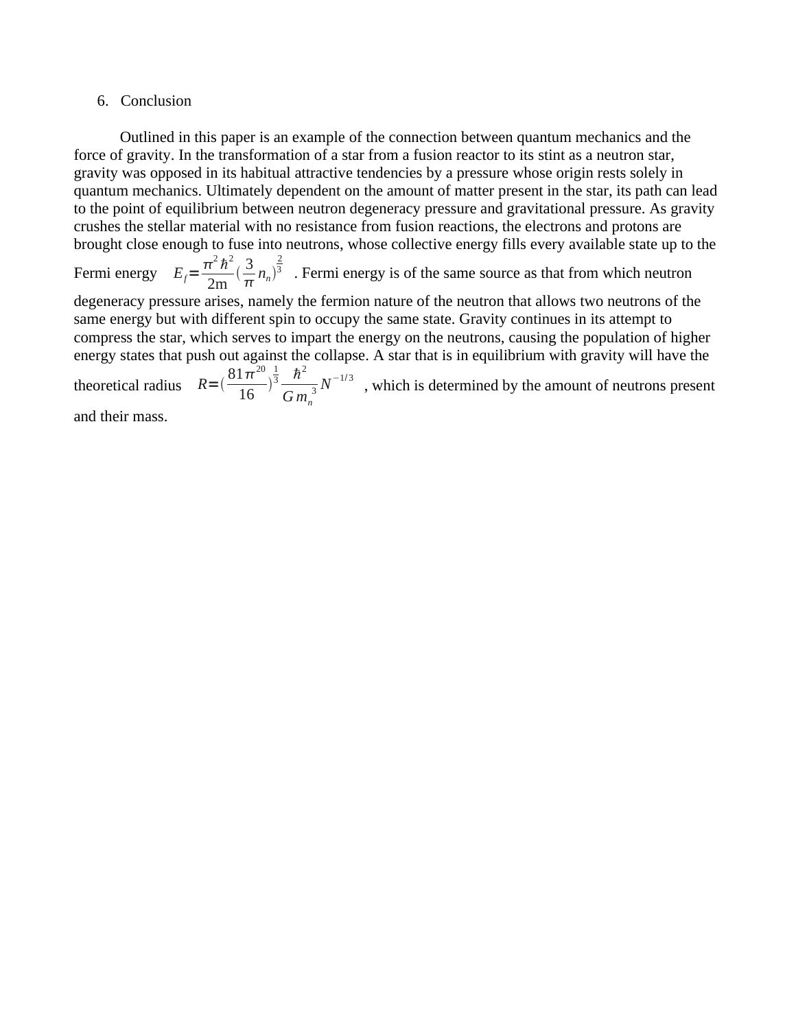## 6. Conclusion

Outlined in this paper is an example of the connection between quantum mechanics and the force of gravity. In the transformation of a star from a fusion reactor to its stint as a neutron star, gravity was opposed in its habitual attractive tendencies by a pressure whose origin rests solely in quantum mechanics. Ultimately dependent on the amount of matter present in the star, its path can lead to the point of equilibrium between neutron degeneracy pressure and gravitational pressure. As gravity crushes the stellar material with no resistance from fusion reactions, the electrons and protons are brought close enough to fuse into neutrons, whose collective energy fills every available state up to the Fermi energy $E_f = \frac{\pi^2 \hbar^2}{2\mathrm{m}} (\frac{3}{\pi} n_n)^{\frac{2}{3}}$ . Fermi energy is of the same source as that from which neutron degeneracy pressure arises, namely the fermion nature of the neutron that allows two neutrons of the same energy but with different spin to occupy the same state. Gravity continues in its attempt to compress the star, which serves to impart the energy on the neutrons, causing the population of higher energy states that push out against the collapse. A star that is in equilibrium with gravity will have the theoretical radius $R = (\frac{81\pi^{20}}{16})^{\frac{1}{3}} \frac{\hbar^2}{G m_n^3} N^{-1/3}$ , which is determined by the amount of neutrons present and their mass.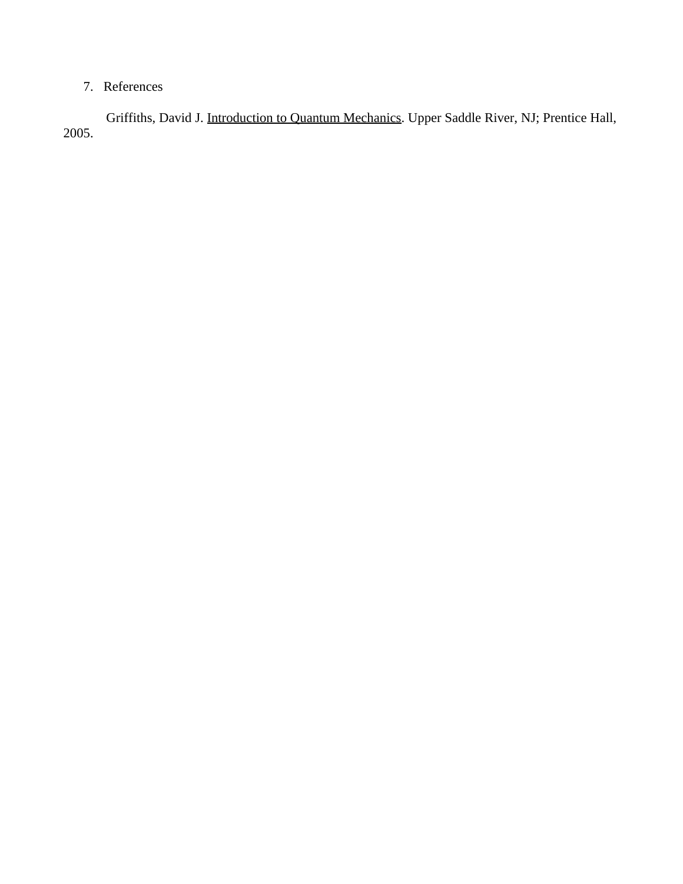7. References

Griffiths, David J. Introduction to Quantum Mechanics. Upper Saddle River, NJ; Prentice Hall, 2005.